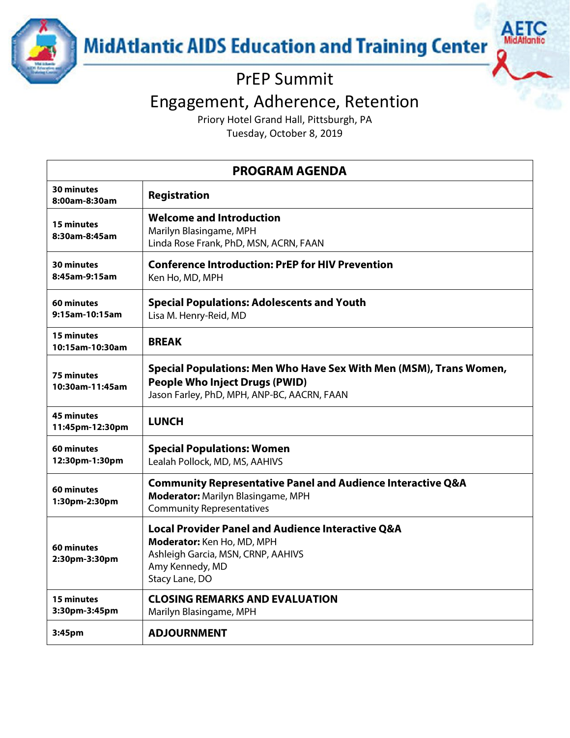# MidAtlantic AIDS Education and Training Center

## PrEP Summit
## Engagement, Adherence, Retention

Priory Hotel Grand Hall, Pittsburgh, PA
Tuesday, October 8, 2019

| **PROGRAM AGENDA** | |
|---|---|
| **30 minutes**<br>**8:00am-8:30am** | **Registration** |
| **15 minutes**<br>**8:30am-8:45am** | **Welcome and Introduction**<br>Marilyn Blasingame, MPH<br>Linda Rose Frank, PhD, MSN, ACRN, FAAN |
| **30 minutes**<br>**8:45am-9:15am** | **Conference Introduction: PrEP for HIV Prevention**<br>Ken Ho, MD, MPH |
| **60 minutes**<br>**9:15am-10:15am** | **Special Populations: Adolescents and Youth**<br>Lisa M. Henry-Reid, MD |
| **15 minutes**<br>**10:15am-10:30am** | **BREAK** |
| **75 minutes**<br>**10:30am-11:45am** | **Special Populations: Men Who Have Sex With Men (MSM), Trans Women, People Who Inject Drugs (PWID)**<br>Jason Farley, PhD, MPH, ANP-BC, AACRN, FAAN |
| **45 minutes**<br>**11:45pm-12:30pm** | **LUNCH** |
| **60 minutes**<br>**12:30pm-1:30pm** | **Special Populations: Women**<br>Lealah Pollock, MD, MS, AAHIVS |
| **60 minutes**<br>**1:30pm-2:30pm** | **Community Representative Panel and Audience Interactive Q&A**<br>**Moderator:** Marilyn Blasingame, MPH<br>Community Representatives |
| **60 minutes**<br>**2:30pm-3:30pm** | **Local Provider Panel and Audience Interactive Q&A**<br>**Moderator:** Ken Ho, MD, MPH<br>Ashleigh Garcia, MSN, CRNP, AAHIVS<br>Amy Kennedy, MD<br>Stacy Lane, DO |
| **15 minutes**<br>**3:30pm-3:45pm** | **CLOSING REMARKS AND EVALUATION**<br>Marilyn Blasingame, MPH |
| **3:45pm** | **ADJOURNMENT** |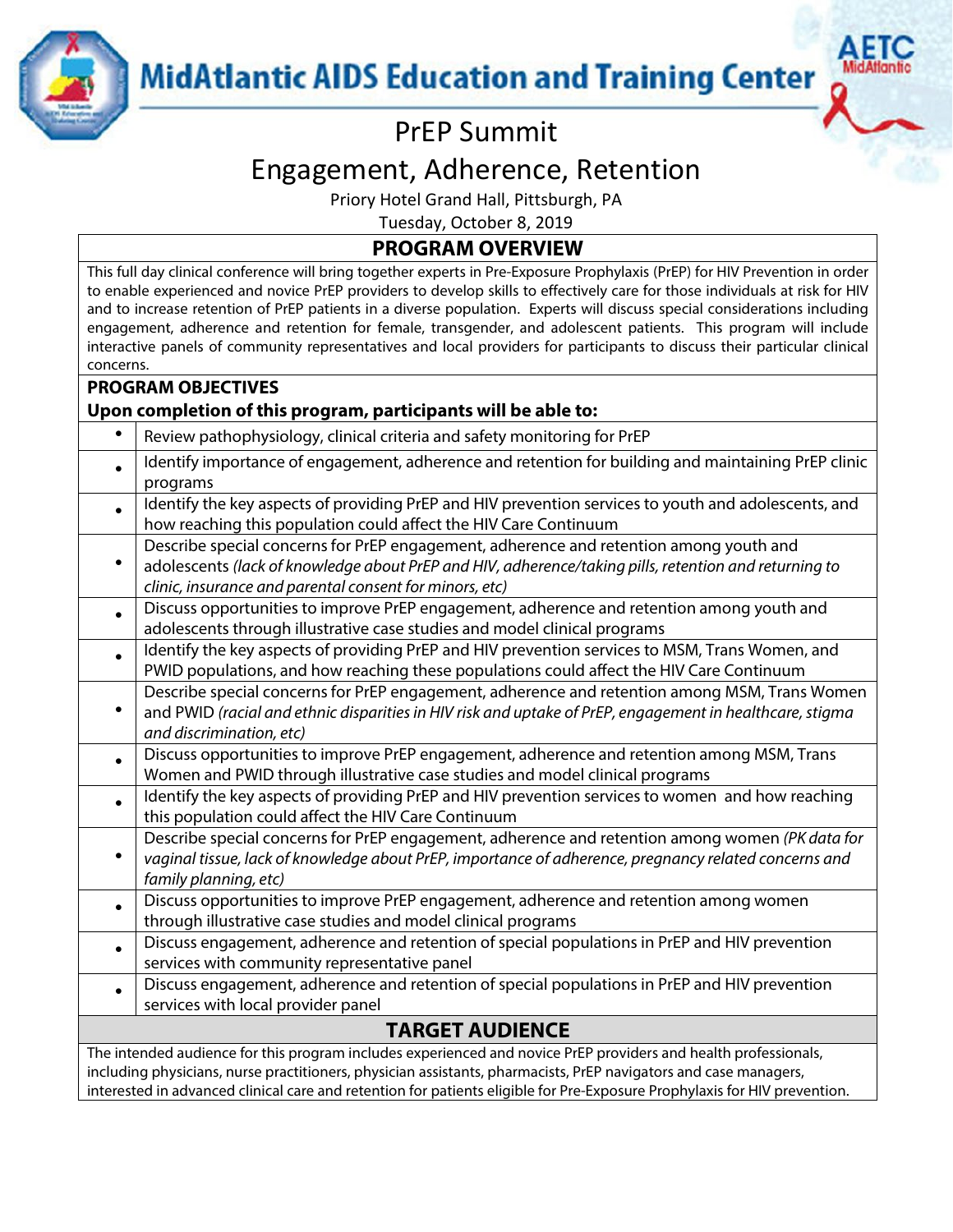# MidAtlantic AIDS Education and Training Center

## PrEP Summit

## Engagement, Adherence, Retention

Priory Hotel Grand Hall, Pittsburgh, PA

Tuesday, October 8, 2019

## PROGRAM OVERVIEW

This full day clinical conference will bring together experts in Pre-Exposure Prophylaxis (PrEP) for HIV Prevention in order to enable experienced and novice PrEP providers to develop skills to effectively care for those individuals at risk for HIV and to increase retention of PrEP patients in a diverse population. Experts will discuss special considerations including engagement, adherence and retention for female, transgender, and adolescent patients. This program will include interactive panels of community representatives and local providers for participants to discuss their particular clinical concerns.

**PROGRAM OBJECTIVES**

**Upon completion of this program, participants will be able to:**

- Review pathophysiology, clinical criteria and safety monitoring for PrEP
- Identify importance of engagement, adherence and retention for building and maintaining PrEP clinic programs
- Identify the key aspects of providing PrEP and HIV prevention services to youth and adolescents, and how reaching this population could affect the HIV Care Continuum
- Describe special concerns for PrEP engagement, adherence and retention among youth and adolescents *(lack of knowledge about PrEP and HIV, adherence/taking pills, retention and returning to clinic, insurance and parental consent for minors, etc)*
- Discuss opportunities to improve PrEP engagement, adherence and retention among youth and adolescents through illustrative case studies and model clinical programs
- Identify the key aspects of providing PrEP and HIV prevention services to MSM, Trans Women, and PWID populations, and how reaching these populations could affect the HIV Care Continuum
- Describe special concerns for PrEP engagement, adherence and retention among MSM, Trans Women and PWID *(racial and ethnic disparities in HIV risk and uptake of PrEP, engagement in healthcare, stigma and discrimination, etc)*
- Discuss opportunities to improve PrEP engagement, adherence and retention among MSM, Trans Women and PWID through illustrative case studies and model clinical programs
- Identify the key aspects of providing PrEP and HIV prevention services to women and how reaching this population could affect the HIV Care Continuum
- Describe special concerns for PrEP engagement, adherence and retention among women *(PK data for vaginal tissue, lack of knowledge about PrEP, importance of adherence, pregnancy related concerns and family planning, etc)*
- Discuss opportunities to improve PrEP engagement, adherence and retention among women through illustrative case studies and model clinical programs
- Discuss engagement, adherence and retention of special populations in PrEP and HIV prevention services with community representative panel
- Discuss engagement, adherence and retention of special populations in PrEP and HIV prevention services with local provider panel

## TARGET AUDIENCE

The intended audience for this program includes experienced and novice PrEP providers and health professionals, including physicians, nurse practitioners, physician assistants, pharmacists, PrEP navigators and case managers, interested in advanced clinical care and retention for patients eligible for Pre-Exposure Prophylaxis for HIV prevention.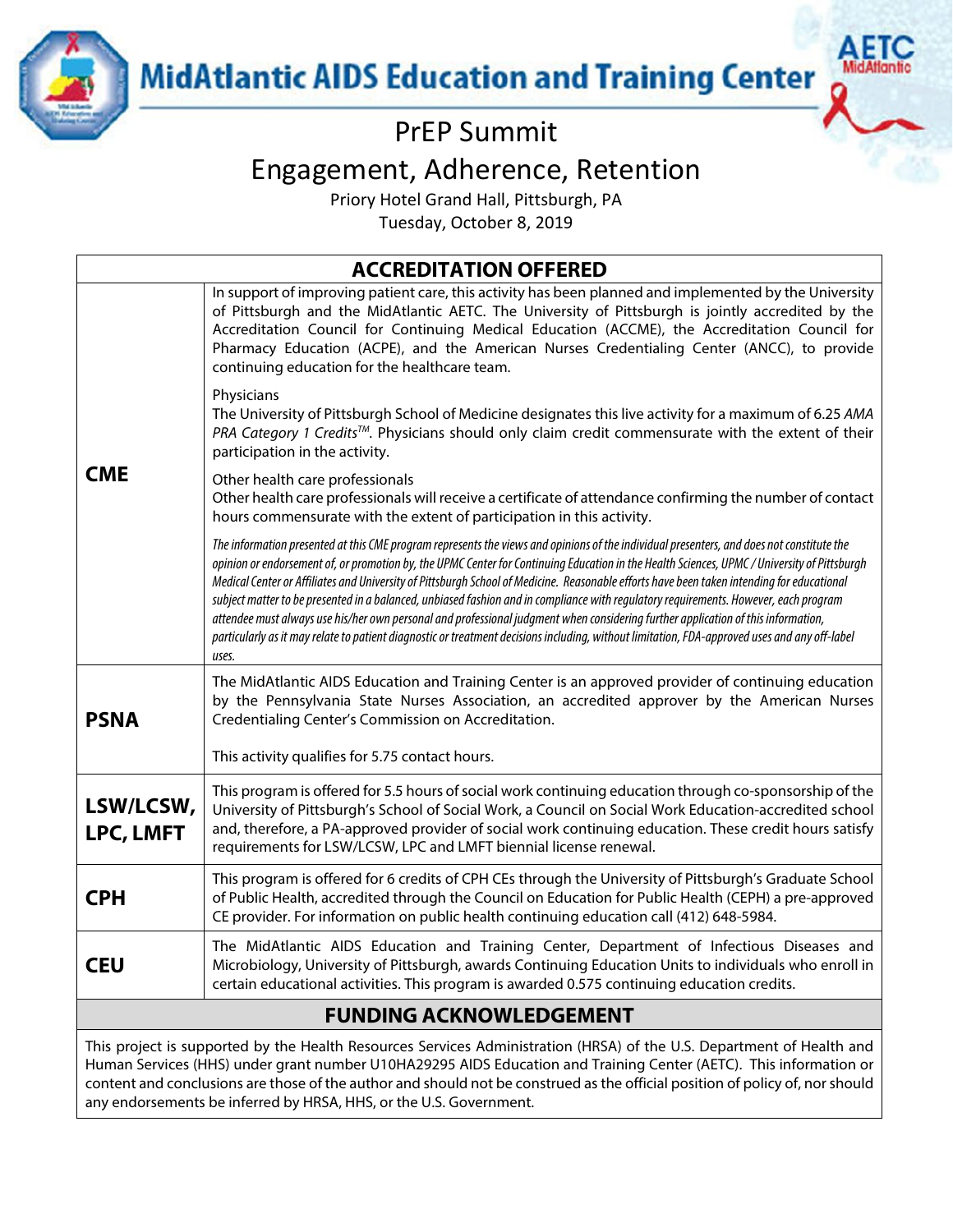# MidAtlantic AIDS Education and Training Center

## PrEP Summit

## Engagement, Adherence, Retention

Priory Hotel Grand Hall, Pittsburgh, PA

Tuesday, October 8, 2019

| ACCREDITATION OFFERED | |
|---|---|
| **CME** | In support of improving patient care, this activity has been planned and implemented by the University of Pittsburgh and the MidAtlantic AETC. The University of Pittsburgh is jointly accredited by the Accreditation Council for Continuing Medical Education (ACCME), the Accreditation Council for Pharmacy Education (ACPE), and the American Nurses Credentialing Center (ANCC), to provide continuing education for the healthcare team.<br><br>Physicians<br>The University of Pittsburgh School of Medicine designates this live activity for a maximum of 6.25 *AMA PRA Category 1 Credits™*. Physicians should only claim credit commensurate with the extent of their participation in the activity.<br><br>Other health care professionals<br>Other health care professionals will receive a certificate of attendance confirming the number of contact hours commensurate with the extent of participation in this activity.<br><br>*The information presented at this CME program represents the views and opinions of the individual presenters, and does not constitute the opinion or endorsement of, or promotion by, the UPMC Center for Continuing Education in the Health Sciences, UPMC / University of Pittsburgh Medical Center or Affiliates and University of Pittsburgh School of Medicine. Reasonable efforts have been taken intending for educational subject matter to be presented in a balanced, unbiased fashion and in compliance with regulatory requirements. However, each program attendee must always use his/her own personal and professional judgment when considering further application of this information, particularly as it may relate to patient diagnostic or treatment decisions including, without limitation, FDA-approved uses and any off-label uses.* |
| **PSNA** | The MidAtlantic AIDS Education and Training Center is an approved provider of continuing education by the Pennsylvania State Nurses Association, an accredited approver by the American Nurses Credentialing Center's Commission on Accreditation.<br><br>This activity qualifies for 5.75 contact hours. |
| **LSW/LCSW, LPC, LMFT** | This program is offered for 5.5 hours of social work continuing education through co-sponsorship of the University of Pittsburgh's School of Social Work, a Council on Social Work Education-accredited school and, therefore, a PA-approved provider of social work continuing education. These credit hours satisfy requirements for LSW/LCSW, LPC and LMFT biennial license renewal. |
| **CPH** | This program is offered for 6 credits of CPH CEs through the University of Pittsburgh's Graduate School of Public Health, accredited through the Council on Education for Public Health (CEPH) a pre-approved CE provider. For information on public health continuing education call (412) 648-5984. |
| **CEU** | The MidAtlantic AIDS Education and Training Center, Department of Infectious Diseases and Microbiology, University of Pittsburgh, awards Continuing Education Units to individuals who enroll in certain educational activities. This program is awarded 0.575 continuing education credits. |

## FUNDING ACKNOWLEDGEMENT

This project is supported by the Health Resources Services Administration (HRSA) of the U.S. Department of Health and Human Services (HHS) under grant number U10HA29295 AIDS Education and Training Center (AETC). This information or content and conclusions are those of the author and should not be construed as the official position of policy of, nor should any endorsements be inferred by HRSA, HHS, or the U.S. Government.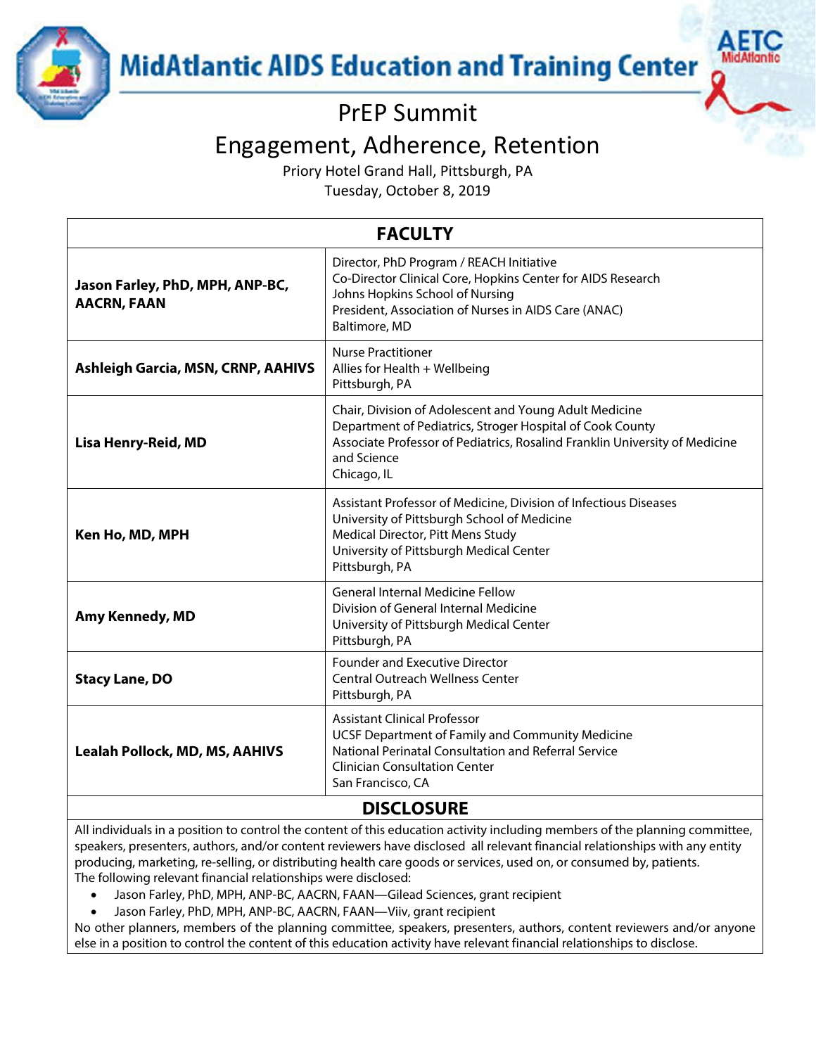# MidAtlantic AIDS Education and Training Center

## PrEP Summit

## Engagement, Adherence, Retention

Priory Hotel Grand Hall, Pittsburgh, PA
Tuesday, October 8, 2019

| FACULTY | |
|---|---|
| **Jason Farley, PhD, MPH, ANP-BC, AACRN, FAAN** | Director, PhD Program / REACH Initiative<br>Co-Director Clinical Core, Hopkins Center for AIDS Research<br>Johns Hopkins School of Nursing<br>President, Association of Nurses in AIDS Care (ANAC)<br>Baltimore, MD |
| **Ashleigh Garcia, MSN, CRNP, AAHIVS** | Nurse Practitioner<br>Allies for Health + Wellbeing<br>Pittsburgh, PA |
| **Lisa Henry-Reid, MD** | Chair, Division of Adolescent and Young Adult Medicine<br>Department of Pediatrics, Stroger Hospital of Cook County<br>Associate Professor of Pediatrics, Rosalind Franklin University of Medicine and Science<br>Chicago, IL |
| **Ken Ho, MD, MPH** | Assistant Professor of Medicine, Division of Infectious Diseases<br>University of Pittsburgh School of Medicine<br>Medical Director, Pitt Mens Study<br>University of Pittsburgh Medical Center<br>Pittsburgh, PA |
| **Amy Kennedy, MD** | General Internal Medicine Fellow<br>Division of General Internal Medicine<br>University of Pittsburgh Medical Center<br>Pittsburgh, PA |
| **Stacy Lane, DO** | Founder and Executive Director<br>Central Outreach Wellness Center<br>Pittsburgh, PA |
| **Lealah Pollock, MD, MS, AAHIVS** | Assistant Clinical Professor<br>UCSF Department of Family and Community Medicine<br>National Perinatal Consultation and Referral Service<br>Clinician Consultation Center<br>San Francisco, CA |

## DISCLOSURE

All individuals in a position to control the content of this education activity including members of the planning committee, speakers, presenters, authors, and/or content reviewers have disclosed all relevant financial relationships with any entity producing, marketing, re-selling, or distributing health care goods or services, used on, or consumed by, patients.
The following relevant financial relationships were disclosed:

- Jason Farley, PhD, MPH, ANP-BC, AACRN, FAAN—Gilead Sciences, grant recipient
- Jason Farley, PhD, MPH, ANP-BC, AACRN, FAAN—Viiv, grant recipient

No other planners, members of the planning committee, speakers, presenters, authors, content reviewers and/or anyone else in a position to control the content of this education activity have relevant financial relationships to disclose.